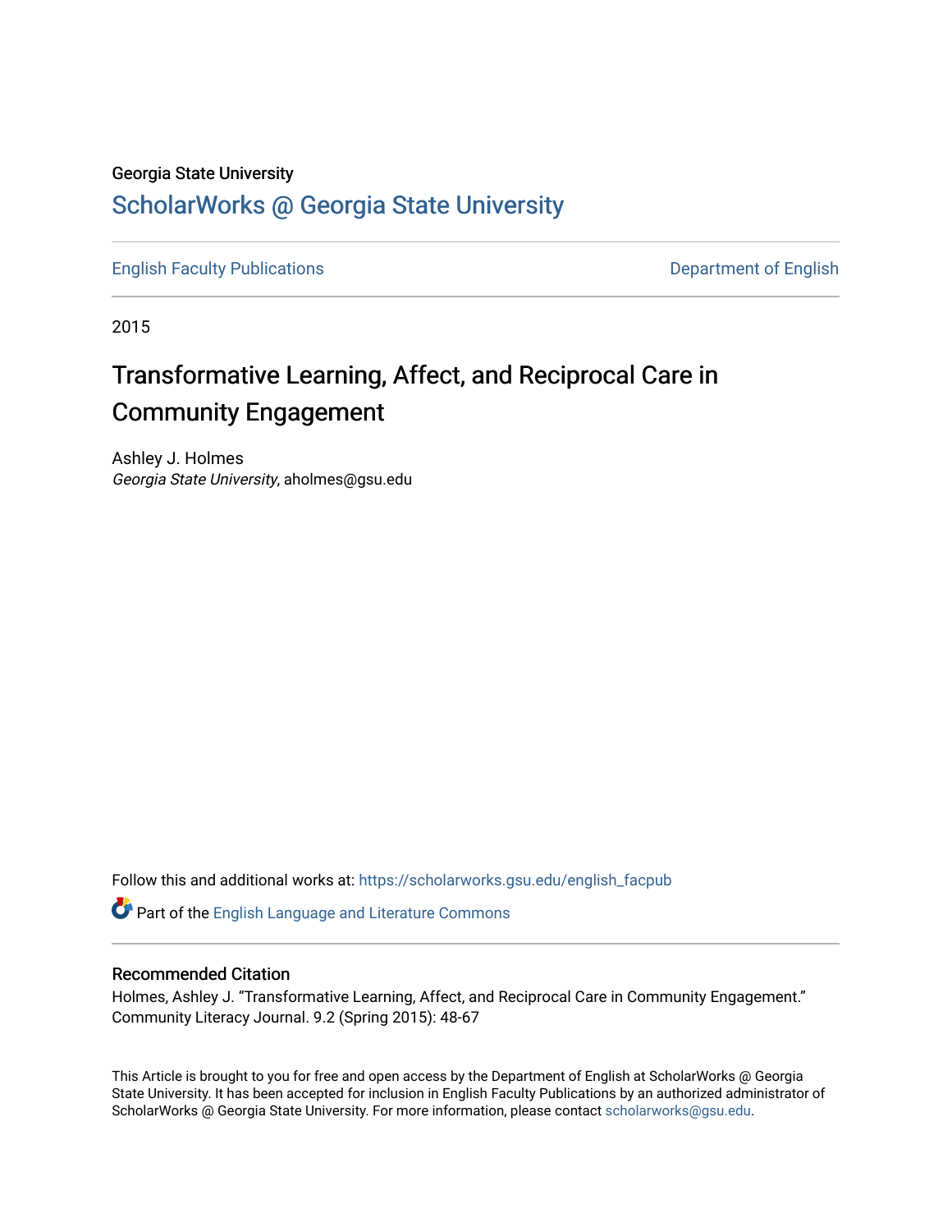Georgia State University

# ScholarWorks @ Georgia State University

English Faculty Publications | Department of English

2015

# Transformative Learning, Affect, and Reciprocal Care in Community Engagement

Ashley J. Holmes
*Georgia State University*, aholmes@gsu.edu

Follow this and additional works at: https://scholarworks.gsu.edu/english_facpub

Part of the English Language and Literature Commons

## Recommended Citation

Holmes, Ashley J. "Transformative Learning, Affect, and Reciprocal Care in Community Engagement." Community Literacy Journal. 9.2 (Spring 2015): 48-67

This Article is brought to you for free and open access by the Department of English at ScholarWorks @ Georgia State University. It has been accepted for inclusion in English Faculty Publications by an authorized administrator of ScholarWorks @ Georgia State University. For more information, please contact scholarworks@gsu.edu.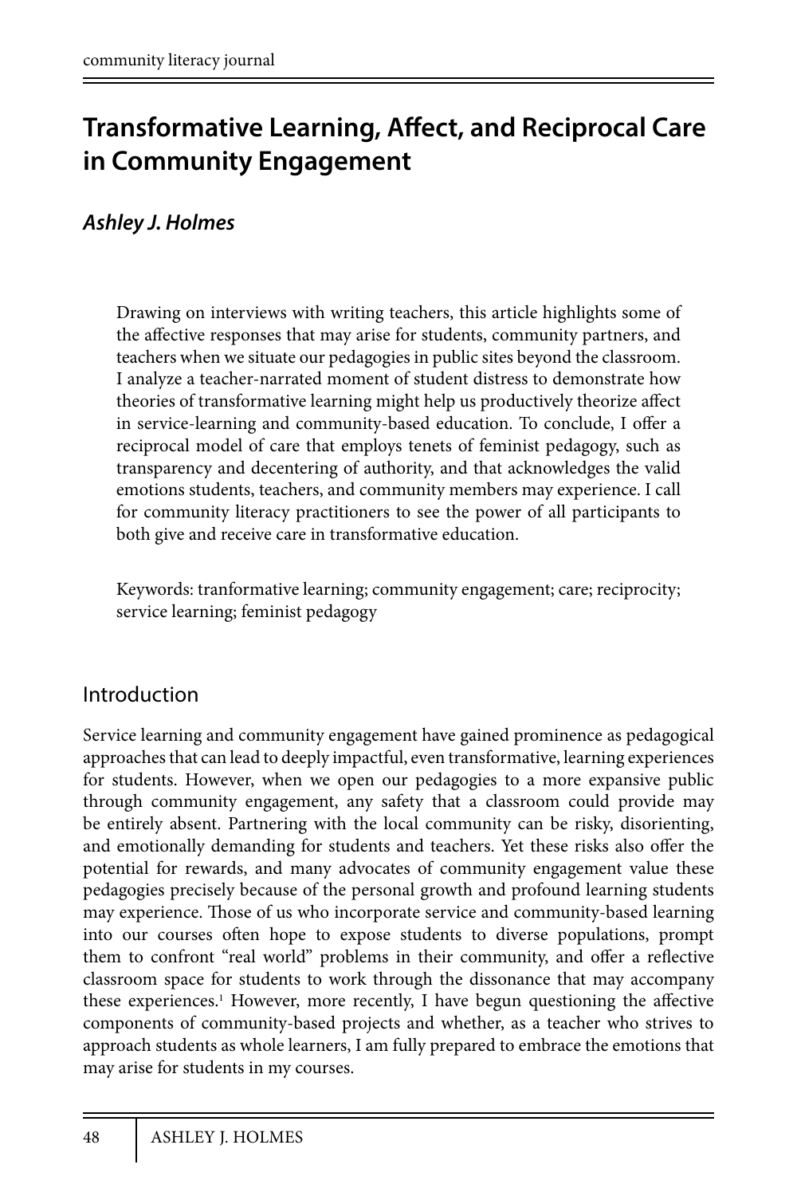# Transformative Learning, Affect, and Reciprocal Care in Community Engagement

***Ashley J. Holmes***

Drawing on interviews with writing teachers, this article highlights some of the affective responses that may arise for students, community partners, and teachers when we situate our pedagogies in public sites beyond the classroom. I analyze a teacher-narrated moment of student distress to demonstrate how theories of transformative learning might help us productively theorize affect in service-learning and community-based education. To conclude, I offer a reciprocal model of care that employs tenets of feminist pedagogy, such as transparency and decentering of authority, and that acknowledges the valid emotions students, teachers, and community members may experience. I call for community literacy practitioners to see the power of all participants to both give and receive care in transformative education.

Keywords: tranformative learning; community engagement; care; reciprocity; service learning; feminist pedagogy

## Introduction

Service learning and community engagement have gained prominence as pedagogical approaches that can lead to deeply impactful, even transformative, learning experiences for students. However, when we open our pedagogies to a more expansive public through community engagement, any safety that a classroom could provide may be entirely absent. Partnering with the local community can be risky, disorienting, and emotionally demanding for students and teachers. Yet these risks also offer the potential for rewards, and many advocates of community engagement value these pedagogies precisely because of the personal growth and profound learning students may experience. Those of us who incorporate service and community-based learning into our courses often hope to expose students to diverse populations, prompt them to confront "real world" problems in their community, and offer a reflective classroom space for students to work through the dissonance that may accompany these experiences.[1] However, more recently, I have begun questioning the affective components of community-based projects and whether, as a teacher who strives to approach students as whole learners, I am fully prepared to embrace the emotions that may arise for students in my courses.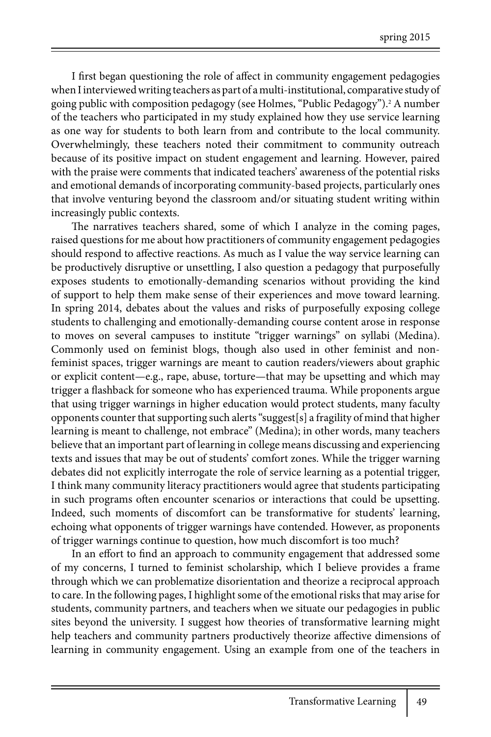I first began questioning the role of affect in community engagement pedagogies when I interviewed writing teachers as part of a multi-institutional, comparative study of going public with composition pedagogy (see Holmes, "Public Pedagogy").[2] A number of the teachers who participated in my study explained how they use service learning as one way for students to both learn from and contribute to the local community. Overwhelmingly, these teachers noted their commitment to community outreach because of its positive impact on student engagement and learning. However, paired with the praise were comments that indicated teachers' awareness of the potential risks and emotional demands of incorporating community-based projects, particularly ones that involve venturing beyond the classroom and/or situating student writing within increasingly public contexts.

The narratives teachers shared, some of which I analyze in the coming pages, raised questions for me about how practitioners of community engagement pedagogies should respond to affective reactions. As much as I value the way service learning can be productively disruptive or unsettling, I also question a pedagogy that purposefully exposes students to emotionally-demanding scenarios without providing the kind of support to help them make sense of their experiences and move toward learning. In spring 2014, debates about the values and risks of purposefully exposing college students to challenging and emotionally-demanding course content arose in response to moves on several campuses to institute "trigger warnings" on syllabi (Medina). Commonly used on feminist blogs, though also used in other feminist and non-feminist spaces, trigger warnings are meant to caution readers/viewers about graphic or explicit content—e.g., rape, abuse, torture—that may be upsetting and which may trigger a flashback for someone who has experienced trauma. While proponents argue that using trigger warnings in higher education would protect students, many faculty opponents counter that supporting such alerts "suggest[s] a fragility of mind that higher learning is meant to challenge, not embrace" (Medina); in other words, many teachers believe that an important part of learning in college means discussing and experiencing texts and issues that may be out of students' comfort zones. While the trigger warning debates did not explicitly interrogate the role of service learning as a potential trigger, I think many community literacy practitioners would agree that students participating in such programs often encounter scenarios or interactions that could be upsetting. Indeed, such moments of discomfort can be transformative for students' learning, echoing what opponents of trigger warnings have contended. However, as proponents of trigger warnings continue to question, how much discomfort is too much?

In an effort to find an approach to community engagement that addressed some of my concerns, I turned to feminist scholarship, which I believe provides a frame through which we can problematize disorientation and theorize a reciprocal approach to care. In the following pages, I highlight some of the emotional risks that may arise for students, community partners, and teachers when we situate our pedagogies in public sites beyond the university. I suggest how theories of transformative learning might help teachers and community partners productively theorize affective dimensions of learning in community engagement. Using an example from one of the teachers in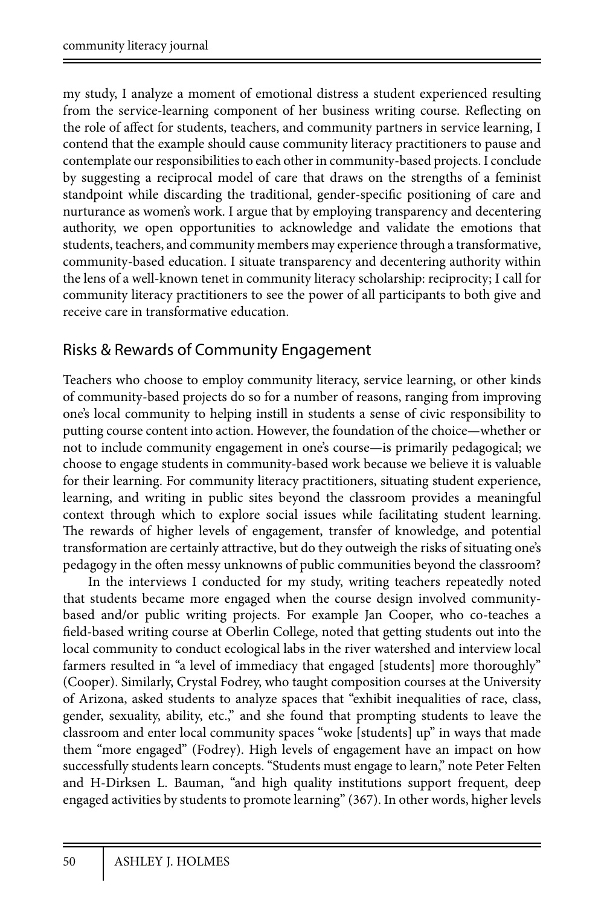my study, I analyze a moment of emotional distress a student experienced resulting from the service-learning component of her business writing course. Reflecting on the role of affect for students, teachers, and community partners in service learning, I contend that the example should cause community literacy practitioners to pause and contemplate our responsibilities to each other in community-based projects. I conclude by suggesting a reciprocal model of care that draws on the strengths of a feminist standpoint while discarding the traditional, gender-specific positioning of care and nurturance as women's work. I argue that by employing transparency and decentering authority, we open opportunities to acknowledge and validate the emotions that students, teachers, and community members may experience through a transformative, community-based education. I situate transparency and decentering authority within the lens of a well-known tenet in community literacy scholarship: reciprocity; I call for community literacy practitioners to see the power of all participants to both give and receive care in transformative education.

## Risks & Rewards of Community Engagement

Teachers who choose to employ community literacy, service learning, or other kinds of community-based projects do so for a number of reasons, ranging from improving one's local community to helping instill in students a sense of civic responsibility to putting course content into action. However, the foundation of the choice—whether or not to include community engagement in one's course—is primarily pedagogical; we choose to engage students in community-based work because we believe it is valuable for their learning. For community literacy practitioners, situating student experience, learning, and writing in public sites beyond the classroom provides a meaningful context through which to explore social issues while facilitating student learning. The rewards of higher levels of engagement, transfer of knowledge, and potential transformation are certainly attractive, but do they outweigh the risks of situating one's pedagogy in the often messy unknowns of public communities beyond the classroom?

In the interviews I conducted for my study, writing teachers repeatedly noted that students became more engaged when the course design involved community-based and/or public writing projects. For example Jan Cooper, who co-teaches a field-based writing course at Oberlin College, noted that getting students out into the local community to conduct ecological labs in the river watershed and interview local farmers resulted in "a level of immediacy that engaged [students] more thoroughly" (Cooper). Similarly, Crystal Fodrey, who taught composition courses at the University of Arizona, asked students to analyze spaces that "exhibit inequalities of race, class, gender, sexuality, ability, etc.," and she found that prompting students to leave the classroom and enter local community spaces "woke [students] up" in ways that made them "more engaged" (Fodrey). High levels of engagement have an impact on how successfully students learn concepts. "Students must engage to learn," note Peter Felten and H-Dirksen L. Bauman, "and high quality institutions support frequent, deep engaged activities by students to promote learning" (367). In other words, higher levels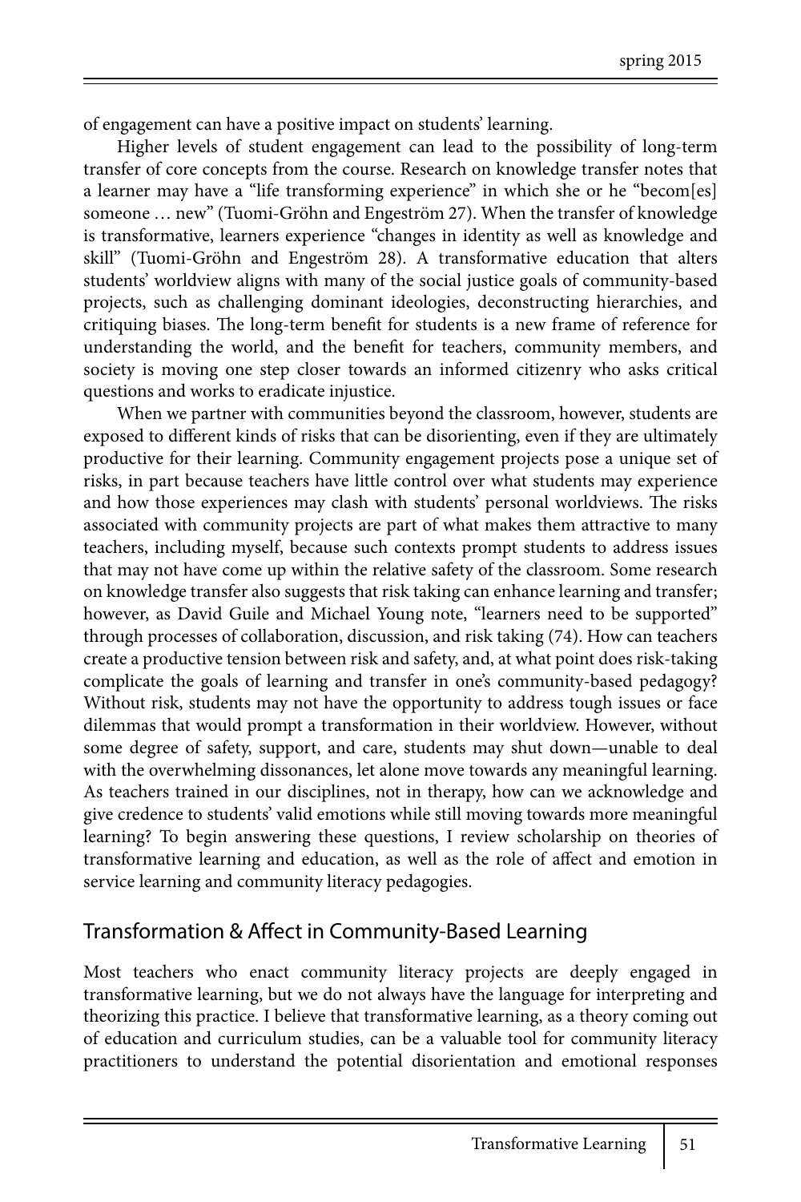of engagement can have a positive impact on students' learning.

Higher levels of student engagement can lead to the possibility of long-term transfer of core concepts from the course. Research on knowledge transfer notes that a learner may have a "life transforming experience" in which she or he "becom[es] someone … new" (Tuomi-Gröhn and Engeström 27). When the transfer of knowledge is transformative, learners experience "changes in identity as well as knowledge and skill" (Tuomi-Gröhn and Engeström 28). A transformative education that alters students' worldview aligns with many of the social justice goals of community-based projects, such as challenging dominant ideologies, deconstructing hierarchies, and critiquing biases. The long-term benefit for students is a new frame of reference for understanding the world, and the benefit for teachers, community members, and society is moving one step closer towards an informed citizenry who asks critical questions and works to eradicate injustice.

When we partner with communities beyond the classroom, however, students are exposed to different kinds of risks that can be disorienting, even if they are ultimately productive for their learning. Community engagement projects pose a unique set of risks, in part because teachers have little control over what students may experience and how those experiences may clash with students' personal worldviews. The risks associated with community projects are part of what makes them attractive to many teachers, including myself, because such contexts prompt students to address issues that may not have come up within the relative safety of the classroom. Some research on knowledge transfer also suggests that risk taking can enhance learning and transfer; however, as David Guile and Michael Young note, "learners need to be supported" through processes of collaboration, discussion, and risk taking (74). How can teachers create a productive tension between risk and safety, and, at what point does risk-taking complicate the goals of learning and transfer in one's community-based pedagogy? Without risk, students may not have the opportunity to address tough issues or face dilemmas that would prompt a transformation in their worldview. However, without some degree of safety, support, and care, students may shut down—unable to deal with the overwhelming dissonances, let alone move towards any meaningful learning. As teachers trained in our disciplines, not in therapy, how can we acknowledge and give credence to students' valid emotions while still moving towards more meaningful learning? To begin answering these questions, I review scholarship on theories of transformative learning and education, as well as the role of affect and emotion in service learning and community literacy pedagogies.

## Transformation & Affect in Community-Based Learning

Most teachers who enact community literacy projects are deeply engaged in transformative learning, but we do not always have the language for interpreting and theorizing this practice. I believe that transformative learning, as a theory coming out of education and curriculum studies, can be a valuable tool for community literacy practitioners to understand the potential disorientation and emotional responses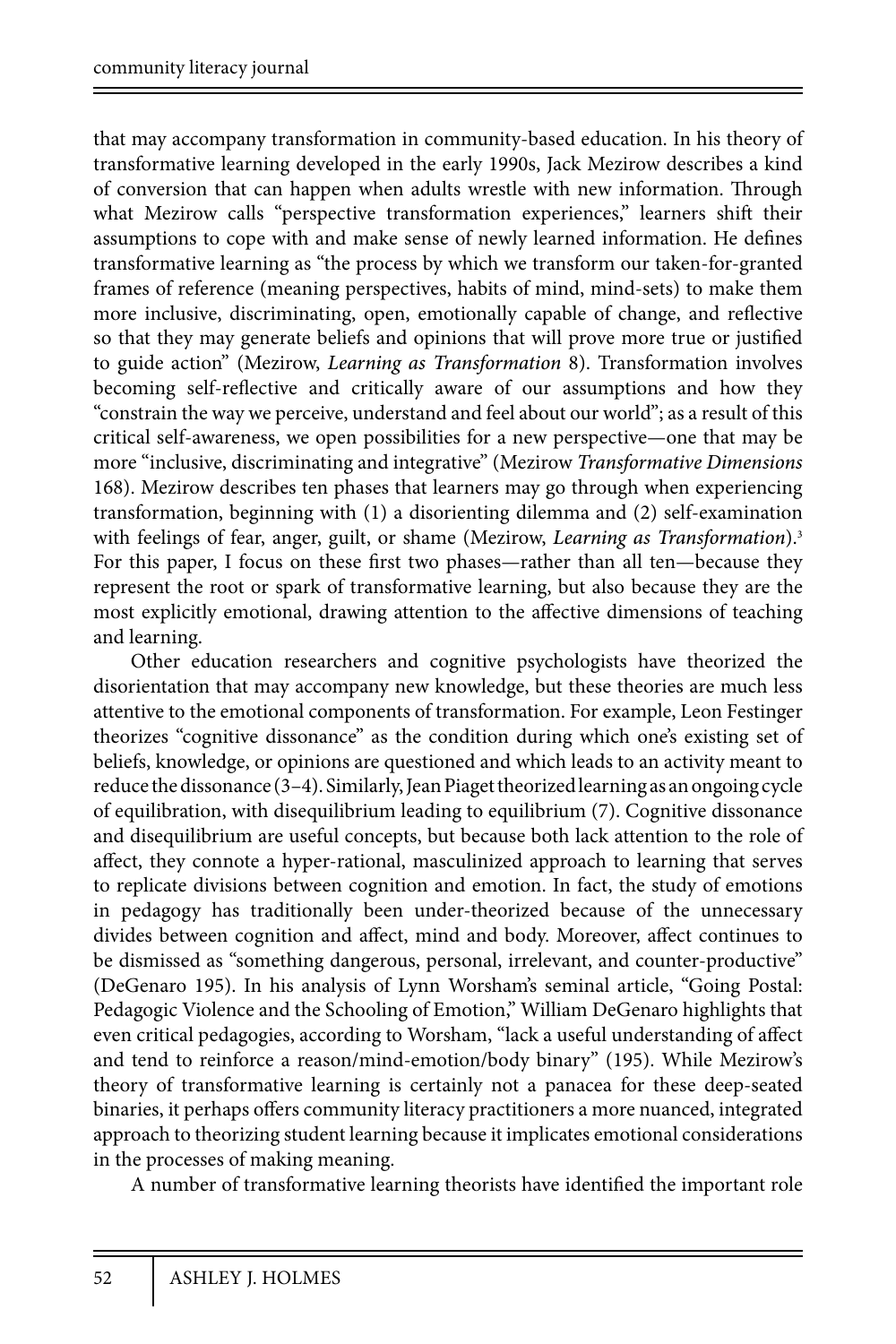that may accompany transformation in community-based education. In his theory of transformative learning developed in the early 1990s, Jack Mezirow describes a kind of conversion that can happen when adults wrestle with new information. Through what Mezirow calls "perspective transformation experiences," learners shift their assumptions to cope with and make sense of newly learned information. He defines transformative learning as "the process by which we transform our taken-for-granted frames of reference (meaning perspectives, habits of mind, mind-sets) to make them more inclusive, discriminating, open, emotionally capable of change, and reflective so that they may generate beliefs and opinions that will prove more true or justified to guide action" (Mezirow, *Learning as Transformation* 8). Transformation involves becoming self-reflective and critically aware of our assumptions and how they "constrain the way we perceive, understand and feel about our world"; as a result of this critical self-awareness, we open possibilities for a new perspective—one that may be more "inclusive, discriminating and integrative" (Mezirow *Transformative Dimensions* 168). Mezirow describes ten phases that learners may go through when experiencing transformation, beginning with (1) a disorienting dilemma and (2) self-examination with feelings of fear, anger, guilt, or shame (Mezirow, *Learning as Transformation*).[3] For this paper, I focus on these first two phases—rather than all ten—because they represent the root or spark of transformative learning, but also because they are the most explicitly emotional, drawing attention to the affective dimensions of teaching and learning.

Other education researchers and cognitive psychologists have theorized the disorientation that may accompany new knowledge, but these theories are much less attentive to the emotional components of transformation. For example, Leon Festinger theorizes "cognitive dissonance" as the condition during which one's existing set of beliefs, knowledge, or opinions are questioned and which leads to an activity meant to reduce the dissonance (3–4). Similarly, Jean Piaget theorized learning as an ongoing cycle of equilibration, with disequilibrium leading to equilibrium (7). Cognitive dissonance and disequilibrium are useful concepts, but because both lack attention to the role of affect, they connote a hyper-rational, masculinized approach to learning that serves to replicate divisions between cognition and emotion. In fact, the study of emotions in pedagogy has traditionally been under-theorized because of the unnecessary divides between cognition and affect, mind and body. Moreover, affect continues to be dismissed as "something dangerous, personal, irrelevant, and counter-productive" (DeGenaro 195). In his analysis of Lynn Worsham's seminal article, "Going Postal: Pedagogic Violence and the Schooling of Emotion," William DeGenaro highlights that even critical pedagogies, according to Worsham, "lack a useful understanding of affect and tend to reinforce a reason/mind-emotion/body binary" (195). While Mezirow's theory of transformative learning is certainly not a panacea for these deep-seated binaries, it perhaps offers community literacy practitioners a more nuanced, integrated approach to theorizing student learning because it implicates emotional considerations in the processes of making meaning.

A number of transformative learning theorists have identified the important role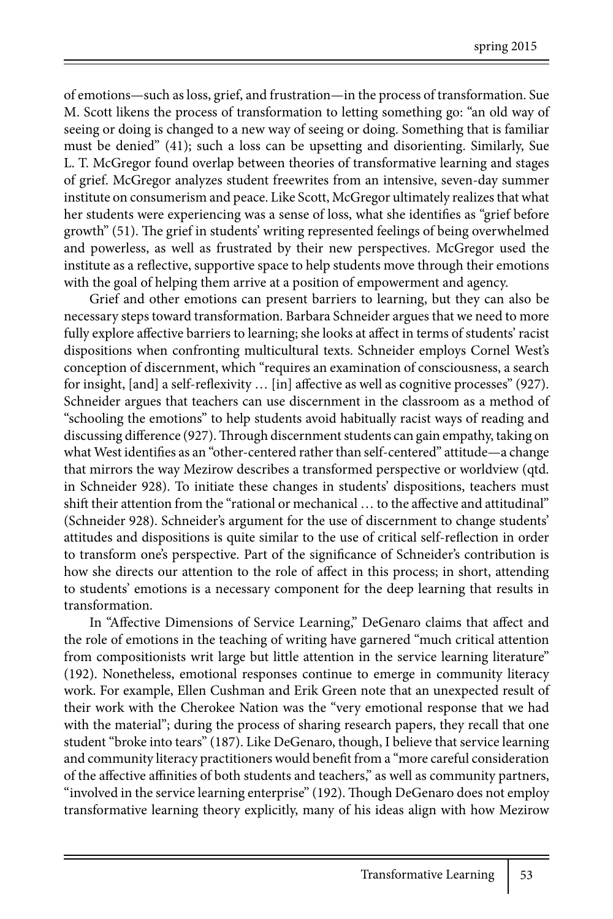of emotions—such as loss, grief, and frustration—in the process of transformation. Sue M. Scott likens the process of transformation to letting something go: "an old way of seeing or doing is changed to a new way of seeing or doing. Something that is familiar must be denied" (41); such a loss can be upsetting and disorienting. Similarly, Sue L. T. McGregor found overlap between theories of transformative learning and stages of grief. McGregor analyzes student freewrites from an intensive, seven-day summer institute on consumerism and peace. Like Scott, McGregor ultimately realizes that what her students were experiencing was a sense of loss, what she identifies as "grief before growth" (51). The grief in students' writing represented feelings of being overwhelmed and powerless, as well as frustrated by their new perspectives. McGregor used the institute as a reflective, supportive space to help students move through their emotions with the goal of helping them arrive at a position of empowerment and agency.

Grief and other emotions can present barriers to learning, but they can also be necessary steps toward transformation. Barbara Schneider argues that we need to more fully explore affective barriers to learning; she looks at affect in terms of students' racist dispositions when confronting multicultural texts. Schneider employs Cornel West's conception of discernment, which "requires an examination of consciousness, a search for insight, [and] a self-reflexivity … [in] affective as well as cognitive processes" (927). Schneider argues that teachers can use discernment in the classroom as a method of "schooling the emotions" to help students avoid habitually racist ways of reading and discussing difference (927). Through discernment students can gain empathy, taking on what West identifies as an "other-centered rather than self-centered" attitude—a change that mirrors the way Mezirow describes a transformed perspective or worldview (qtd. in Schneider 928). To initiate these changes in students' dispositions, teachers must shift their attention from the "rational or mechanical … to the affective and attitudinal" (Schneider 928). Schneider's argument for the use of discernment to change students' attitudes and dispositions is quite similar to the use of critical self-reflection in order to transform one's perspective. Part of the significance of Schneider's contribution is how she directs our attention to the role of affect in this process; in short, attending to students' emotions is a necessary component for the deep learning that results in transformation.

In "Affective Dimensions of Service Learning," DeGenaro claims that affect and the role of emotions in the teaching of writing have garnered "much critical attention from compositionists writ large but little attention in the service learning literature" (192). Nonetheless, emotional responses continue to emerge in community literacy work. For example, Ellen Cushman and Erik Green note that an unexpected result of their work with the Cherokee Nation was the "very emotional response that we had with the material"; during the process of sharing research papers, they recall that one student "broke into tears" (187). Like DeGenaro, though, I believe that service learning and community literacy practitioners would benefit from a "more careful consideration of the affective affinities of both students and teachers," as well as community partners, "involved in the service learning enterprise" (192). Though DeGenaro does not employ transformative learning theory explicitly, many of his ideas align with how Mezirow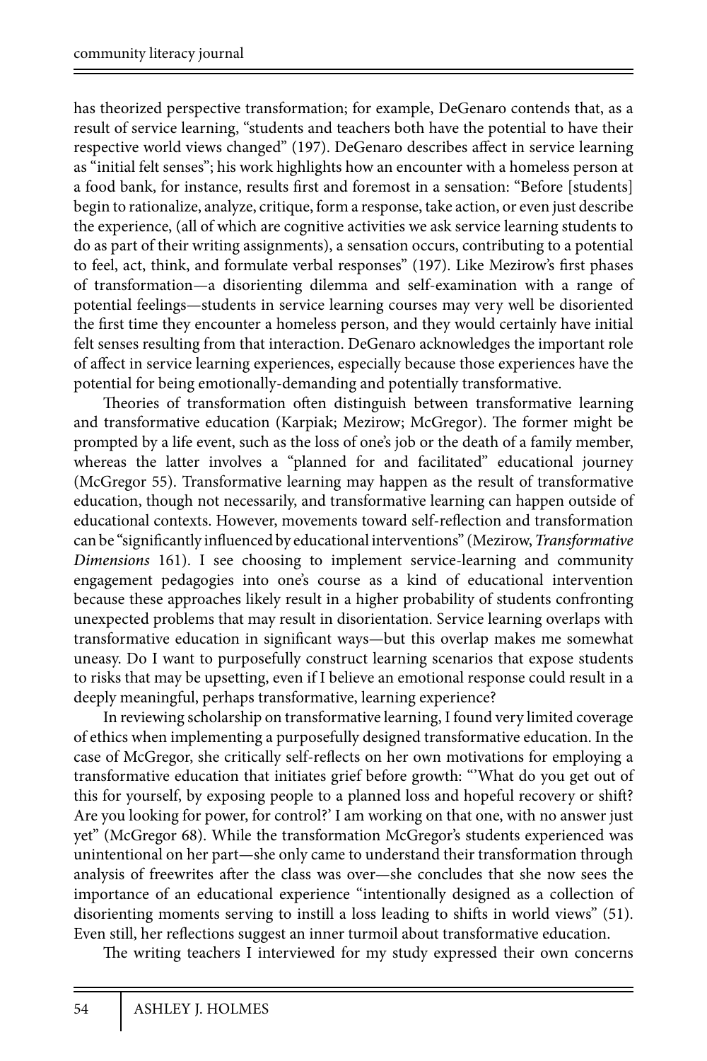has theorized perspective transformation; for example, DeGenaro contends that, as a result of service learning, "students and teachers both have the potential to have their respective world views changed" (197). DeGenaro describes affect in service learning as "initial felt senses"; his work highlights how an encounter with a homeless person at a food bank, for instance, results first and foremost in a sensation: "Before [students] begin to rationalize, analyze, critique, form a response, take action, or even just describe the experience, (all of which are cognitive activities we ask service learning students to do as part of their writing assignments), a sensation occurs, contributing to a potential to feel, act, think, and formulate verbal responses" (197). Like Mezirow's first phases of transformation—a disorienting dilemma and self-examination with a range of potential feelings—students in service learning courses may very well be disoriented the first time they encounter a homeless person, and they would certainly have initial felt senses resulting from that interaction. DeGenaro acknowledges the important role of affect in service learning experiences, especially because those experiences have the potential for being emotionally-demanding and potentially transformative.

Theories of transformation often distinguish between transformative learning and transformative education (Karpiak; Mezirow; McGregor). The former might be prompted by a life event, such as the loss of one's job or the death of a family member, whereas the latter involves a "planned for and facilitated" educational journey (McGregor 55). Transformative learning may happen as the result of transformative education, though not necessarily, and transformative learning can happen outside of educational contexts. However, movements toward self-reflection and transformation can be "significantly influenced by educational interventions" (Mezirow, *Transformative Dimensions* 161). I see choosing to implement service-learning and community engagement pedagogies into one's course as a kind of educational intervention because these approaches likely result in a higher probability of students confronting unexpected problems that may result in disorientation. Service learning overlaps with transformative education in significant ways—but this overlap makes me somewhat uneasy. Do I want to purposefully construct learning scenarios that expose students to risks that may be upsetting, even if I believe an emotional response could result in a deeply meaningful, perhaps transformative, learning experience?

In reviewing scholarship on transformative learning, I found very limited coverage of ethics when implementing a purposefully designed transformative education. In the case of McGregor, she critically self-reflects on her own motivations for employing a transformative education that initiates grief before growth: "'What do you get out of this for yourself, by exposing people to a planned loss and hopeful recovery or shift? Are you looking for power, for control?' I am working on that one, with no answer just yet" (McGregor 68). While the transformation McGregor's students experienced was unintentional on her part—she only came to understand their transformation through analysis of freewrites after the class was over—she concludes that she now sees the importance of an educational experience "intentionally designed as a collection of disorienting moments serving to instill a loss leading to shifts in world views" (51). Even still, her reflections suggest an inner turmoil about transformative education.

The writing teachers I interviewed for my study expressed their own concerns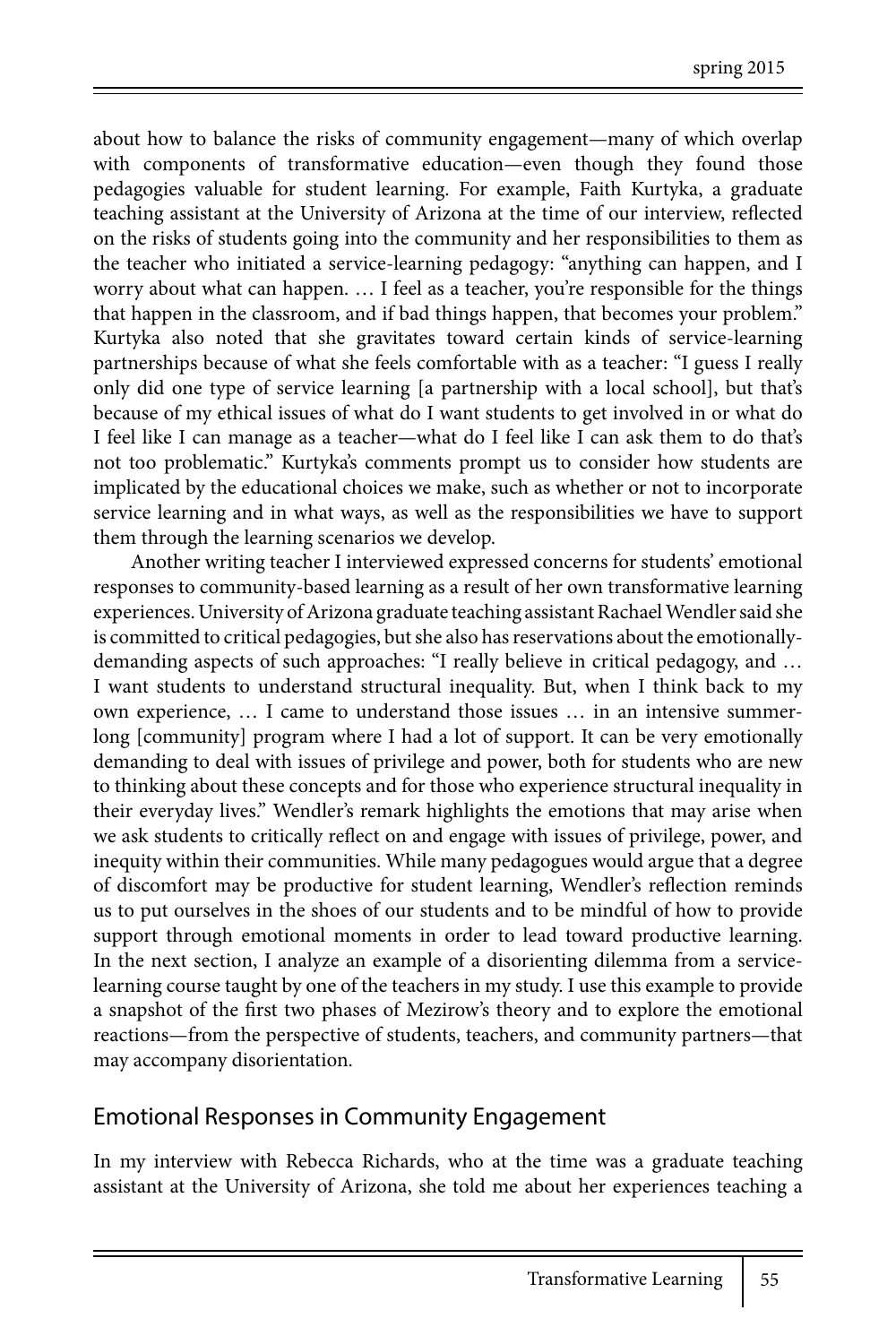about how to balance the risks of community engagement—many of which overlap with components of transformative education—even though they found those pedagogies valuable for student learning. For example, Faith Kurtyka, a graduate teaching assistant at the University of Arizona at the time of our interview, reflected on the risks of students going into the community and her responsibilities to them as the teacher who initiated a service-learning pedagogy: "anything can happen, and I worry about what can happen. … I feel as a teacher, you're responsible for the things that happen in the classroom, and if bad things happen, that becomes your problem." Kurtyka also noted that she gravitates toward certain kinds of service-learning partnerships because of what she feels comfortable with as a teacher: "I guess I really only did one type of service learning [a partnership with a local school], but that's because of my ethical issues of what do I want students to get involved in or what do I feel like I can manage as a teacher—what do I feel like I can ask them to do that's not too problematic." Kurtyka's comments prompt us to consider how students are implicated by the educational choices we make, such as whether or not to incorporate service learning and in what ways, as well as the responsibilities we have to support them through the learning scenarios we develop.

Another writing teacher I interviewed expressed concerns for students' emotional responses to community-based learning as a result of her own transformative learning experiences. University of Arizona graduate teaching assistant Rachael Wendler said she is committed to critical pedagogies, but she also has reservations about the emotionally-demanding aspects of such approaches: "I really believe in critical pedagogy, and … I want students to understand structural inequality. But, when I think back to my own experience, … I came to understand those issues … in an intensive summer-long [community] program where I had a lot of support. It can be very emotionally demanding to deal with issues of privilege and power, both for students who are new to thinking about these concepts and for those who experience structural inequality in their everyday lives." Wendler's remark highlights the emotions that may arise when we ask students to critically reflect on and engage with issues of privilege, power, and inequity within their communities. While many pedagogues would argue that a degree of discomfort may be productive for student learning, Wendler's reflection reminds us to put ourselves in the shoes of our students and to be mindful of how to provide support through emotional moments in order to lead toward productive learning. In the next section, I analyze an example of a disorienting dilemma from a service-learning course taught by one of the teachers in my study. I use this example to provide a snapshot of the first two phases of Mezirow's theory and to explore the emotional reactions—from the perspective of students, teachers, and community partners—that may accompany disorientation.

## Emotional Responses in Community Engagement

In my interview with Rebecca Richards, who at the time was a graduate teaching assistant at the University of Arizona, she told me about her experiences teaching a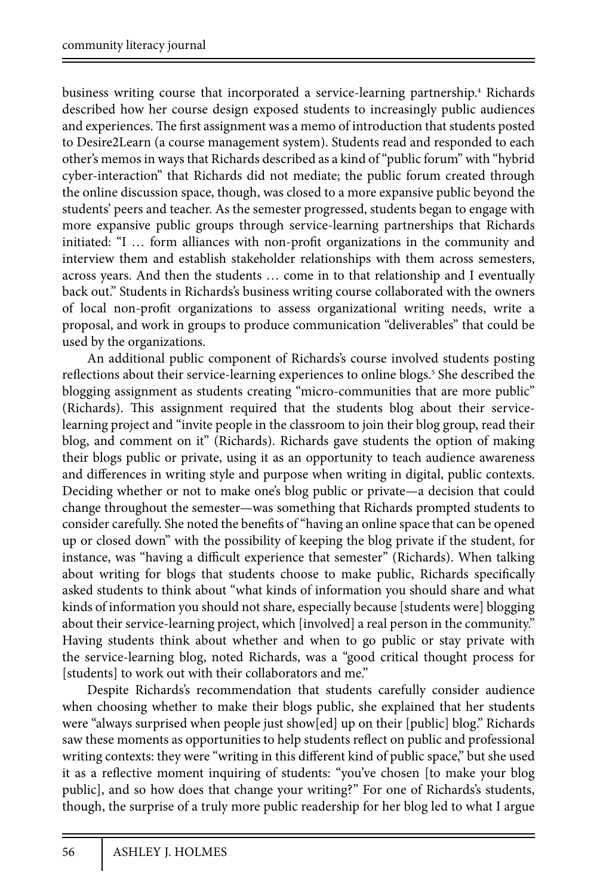business writing course that incorporated a service-learning partnership.[4] Richards described how her course design exposed students to increasingly public audiences and experiences. The first assignment was a memo of introduction that students posted to Desire2Learn (a course management system). Students read and responded to each other's memos in ways that Richards described as a kind of "public forum" with "hybrid cyber-interaction" that Richards did not mediate; the public forum created through the online discussion space, though, was closed to a more expansive public beyond the students' peers and teacher. As the semester progressed, students began to engage with more expansive public groups through service-learning partnerships that Richards initiated: "I … form alliances with non-profit organizations in the community and interview them and establish stakeholder relationships with them across semesters, across years. And then the students … come in to that relationship and I eventually back out." Students in Richards's business writing course collaborated with the owners of local non-profit organizations to assess organizational writing needs, write a proposal, and work in groups to produce communication "deliverables" that could be used by the organizations.

An additional public component of Richards's course involved students posting reflections about their service-learning experiences to online blogs.[5] She described the blogging assignment as students creating "micro-communities that are more public" (Richards). This assignment required that the students blog about their service-learning project and "invite people in the classroom to join their blog group, read their blog, and comment on it" (Richards). Richards gave students the option of making their blogs public or private, using it as an opportunity to teach audience awareness and differences in writing style and purpose when writing in digital, public contexts. Deciding whether or not to make one's blog public or private—a decision that could change throughout the semester—was something that Richards prompted students to consider carefully. She noted the benefits of "having an online space that can be opened up or closed down" with the possibility of keeping the blog private if the student, for instance, was "having a difficult experience that semester" (Richards). When talking about writing for blogs that students choose to make public, Richards specifically asked students to think about "what kinds of information you should share and what kinds of information you should not share, especially because [students were] blogging about their service-learning project, which [involved] a real person in the community." Having students think about whether and when to go public or stay private with the service-learning blog, noted Richards, was a "good critical thought process for [students] to work out with their collaborators and me."

Despite Richards's recommendation that students carefully consider audience when choosing whether to make their blogs public, she explained that her students were "always surprised when people just show[ed] up on their [public] blog." Richards saw these moments as opportunities to help students reflect on public and professional writing contexts: they were "writing in this different kind of public space," but she used it as a reflective moment inquiring of students: "you've chosen [to make your blog public], and so how does that change your writing?" For one of Richards's students, though, the surprise of a truly more public readership for her blog led to what I argue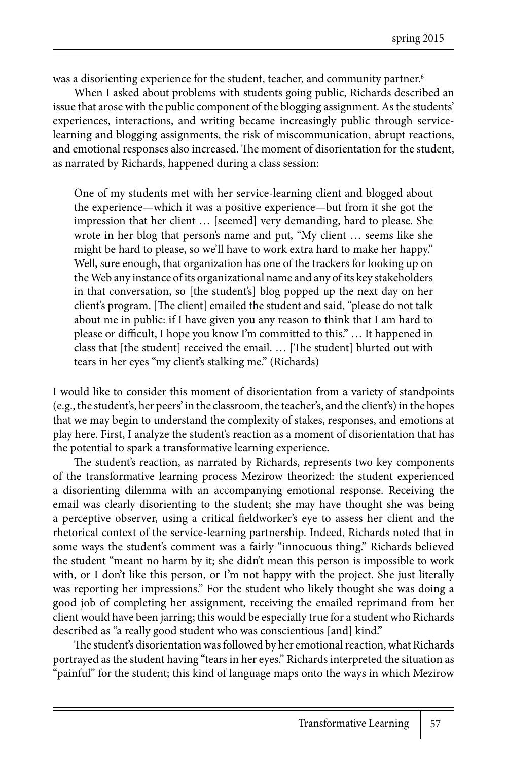was a disorienting experience for the student, teacher, and community partner.[6]

When I asked about problems with students going public, Richards described an issue that arose with the public component of the blogging assignment. As the students' experiences, interactions, and writing became increasingly public through service-learning and blogging assignments, the risk of miscommunication, abrupt reactions, and emotional responses also increased. The moment of disorientation for the student, as narrated by Richards, happened during a class session:

> One of my students met with her service-learning client and blogged about the experience—which it was a positive experience—but from it she got the impression that her client … [seemed] very demanding, hard to please. She wrote in her blog that person's name and put, "My client … seems like she might be hard to please, so we'll have to work extra hard to make her happy." Well, sure enough, that organization has one of the trackers for looking up on the Web any instance of its organizational name and any of its key stakeholders in that conversation, so [the student's] blog popped up the next day on her client's program. [The client] emailed the student and said, "please do not talk about me in public: if I have given you any reason to think that I am hard to please or difficult, I hope you know I'm committed to this." … It happened in class that [the student] received the email. … [The student] blurted out with tears in her eyes "my client's stalking me." (Richards)

I would like to consider this moment of disorientation from a variety of standpoints (e.g., the student's, her peers' in the classroom, the teacher's, and the client's) in the hopes that we may begin to understand the complexity of stakes, responses, and emotions at play here. First, I analyze the student's reaction as a moment of disorientation that has the potential to spark a transformative learning experience.

The student's reaction, as narrated by Richards, represents two key components of the transformative learning process Mezirow theorized: the student experienced a disorienting dilemma with an accompanying emotional response. Receiving the email was clearly disorienting to the student; she may have thought she was being a perceptive observer, using a critical fieldworker's eye to assess her client and the rhetorical context of the service-learning partnership. Indeed, Richards noted that in some ways the student's comment was a fairly "innocuous thing." Richards believed the student "meant no harm by it; she didn't mean this person is impossible to work with, or I don't like this person, or I'm not happy with the project. She just literally was reporting her impressions." For the student who likely thought she was doing a good job of completing her assignment, receiving the emailed reprimand from her client would have been jarring; this would be especially true for a student who Richards described as "a really good student who was conscientious [and] kind."

The student's disorientation was followed by her emotional reaction, what Richards portrayed as the student having "tears in her eyes." Richards interpreted the situation as "painful" for the student; this kind of language maps onto the ways in which Mezirow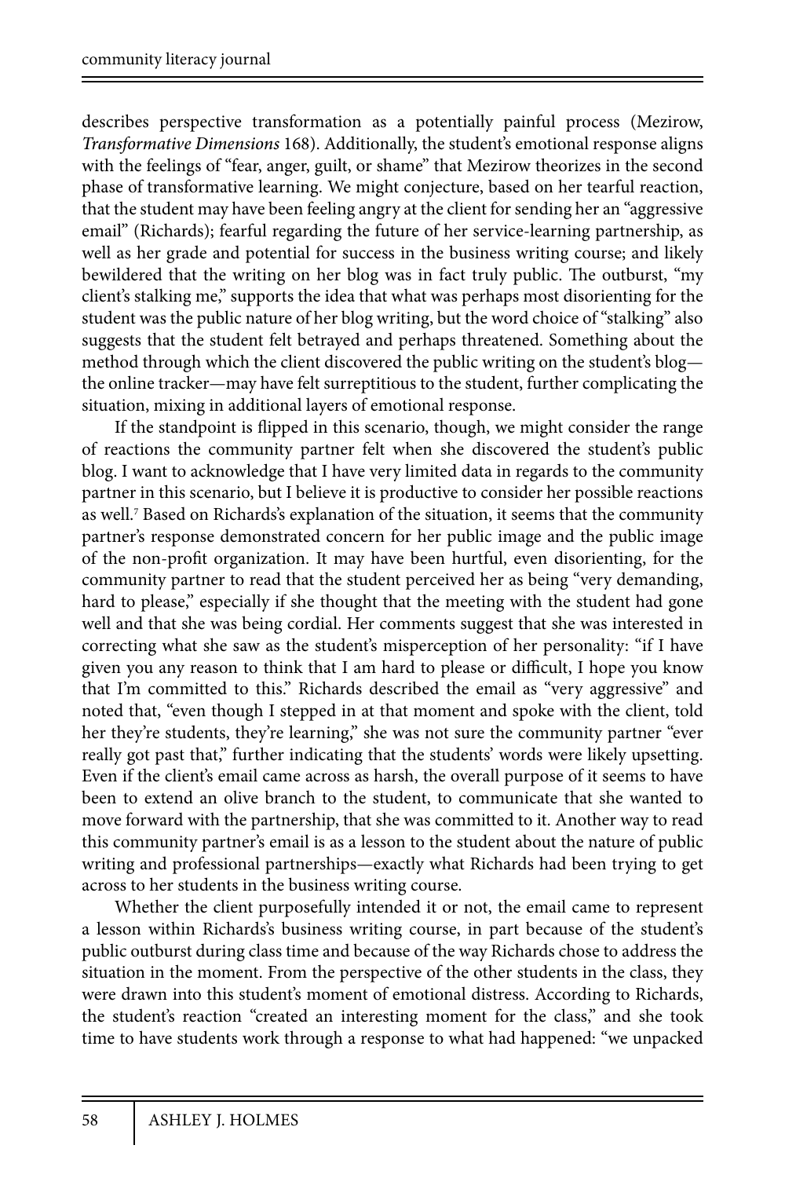describes perspective transformation as a potentially painful process (Mezirow, *Transformative Dimensions* 168). Additionally, the student's emotional response aligns with the feelings of "fear, anger, guilt, or shame" that Mezirow theorizes in the second phase of transformative learning. We might conjecture, based on her tearful reaction, that the student may have been feeling angry at the client for sending her an "aggressive email" (Richards); fearful regarding the future of her service-learning partnership, as well as her grade and potential for success in the business writing course; and likely bewildered that the writing on her blog was in fact truly public. The outburst, "my client's stalking me," supports the idea that what was perhaps most disorienting for the student was the public nature of her blog writing, but the word choice of "stalking" also suggests that the student felt betrayed and perhaps threatened. Something about the method through which the client discovered the public writing on the student's blog—the online tracker—may have felt surreptitious to the student, further complicating the situation, mixing in additional layers of emotional response.

If the standpoint is flipped in this scenario, though, we might consider the range of reactions the community partner felt when she discovered the student's public blog. I want to acknowledge that I have very limited data in regards to the community partner in this scenario, but I believe it is productive to consider her possible reactions as well.[7] Based on Richards's explanation of the situation, it seems that the community partner's response demonstrated concern for her public image and the public image of the non-profit organization. It may have been hurtful, even disorienting, for the community partner to read that the student perceived her as being "very demanding, hard to please," especially if she thought that the meeting with the student had gone well and that she was being cordial. Her comments suggest that she was interested in correcting what she saw as the student's misperception of her personality: "if I have given you any reason to think that I am hard to please or difficult, I hope you know that I'm committed to this." Richards described the email as "very aggressive" and noted that, "even though I stepped in at that moment and spoke with the client, told her they're students, they're learning," she was not sure the community partner "ever really got past that," further indicating that the students' words were likely upsetting. Even if the client's email came across as harsh, the overall purpose of it seems to have been to extend an olive branch to the student, to communicate that she wanted to move forward with the partnership, that she was committed to it. Another way to read this community partner's email is as a lesson to the student about the nature of public writing and professional partnerships—exactly what Richards had been trying to get across to her students in the business writing course.

Whether the client purposefully intended it or not, the email came to represent a lesson within Richards's business writing course, in part because of the student's public outburst during class time and because of the way Richards chose to address the situation in the moment. From the perspective of the other students in the class, they were drawn into this student's moment of emotional distress. According to Richards, the student's reaction "created an interesting moment for the class," and she took time to have students work through a response to what had happened: "we unpacked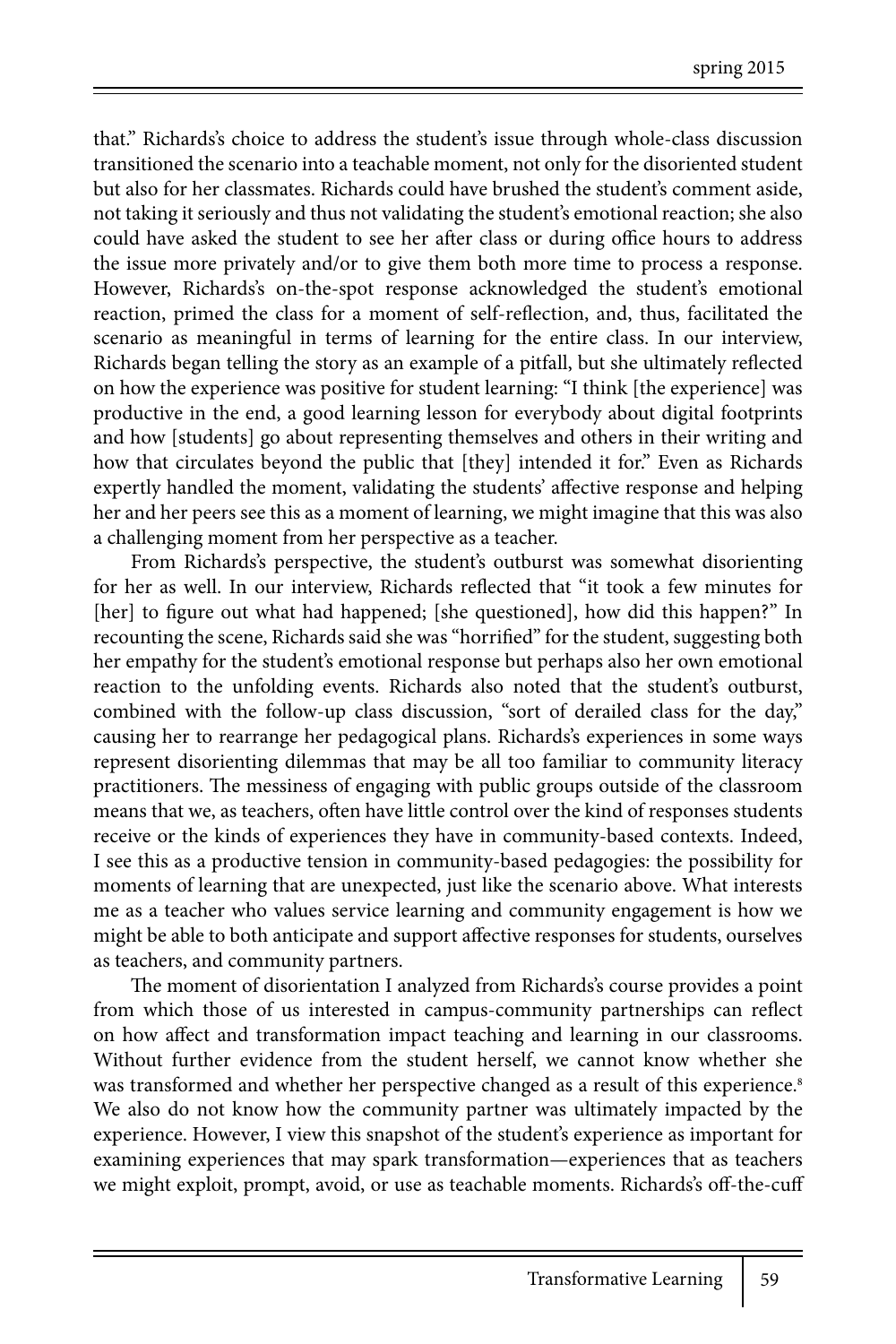that." Richards's choice to address the student's issue through whole-class discussion transitioned the scenario into a teachable moment, not only for the disoriented student but also for her classmates. Richards could have brushed the student's comment aside, not taking it seriously and thus not validating the student's emotional reaction; she also could have asked the student to see her after class or during office hours to address the issue more privately and/or to give them both more time to process a response. However, Richards's on-the-spot response acknowledged the student's emotional reaction, primed the class for a moment of self-reflection, and, thus, facilitated the scenario as meaningful in terms of learning for the entire class. In our interview, Richards began telling the story as an example of a pitfall, but she ultimately reflected on how the experience was positive for student learning: "I think [the experience] was productive in the end, a good learning lesson for everybody about digital footprints and how [students] go about representing themselves and others in their writing and how that circulates beyond the public that [they] intended it for." Even as Richards expertly handled the moment, validating the students' affective response and helping her and her peers see this as a moment of learning, we might imagine that this was also a challenging moment from her perspective as a teacher.

From Richards's perspective, the student's outburst was somewhat disorienting for her as well. In our interview, Richards reflected that "it took a few minutes for [her] to figure out what had happened; [she questioned], how did this happen?" In recounting the scene, Richards said she was "horrified" for the student, suggesting both her empathy for the student's emotional response but perhaps also her own emotional reaction to the unfolding events. Richards also noted that the student's outburst, combined with the follow-up class discussion, "sort of derailed class for the day," causing her to rearrange her pedagogical plans. Richards's experiences in some ways represent disorienting dilemmas that may be all too familiar to community literacy practitioners. The messiness of engaging with public groups outside of the classroom means that we, as teachers, often have little control over the kind of responses students receive or the kinds of experiences they have in community-based contexts. Indeed, I see this as a productive tension in community-based pedagogies: the possibility for moments of learning that are unexpected, just like the scenario above. What interests me as a teacher who values service learning and community engagement is how we might be able to both anticipate and support affective responses for students, ourselves as teachers, and community partners.

The moment of disorientation I analyzed from Richards's course provides a point from which those of us interested in campus-community partnerships can reflect on how affect and transformation impact teaching and learning in our classrooms. Without further evidence from the student herself, we cannot know whether she was transformed and whether her perspective changed as a result of this experience.[8] We also do not know how the community partner was ultimately impacted by the experience. However, I view this snapshot of the student's experience as important for examining experiences that may spark transformation—experiences that as teachers we might exploit, prompt, avoid, or use as teachable moments. Richards's off-the-cuff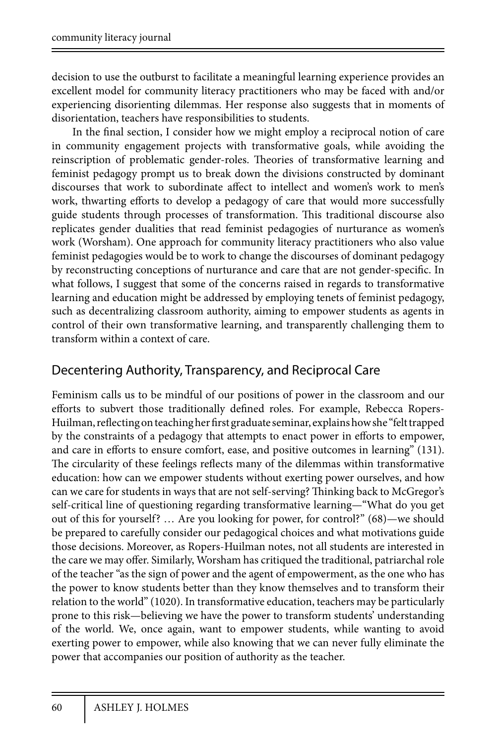decision to use the outburst to facilitate a meaningful learning experience provides an excellent model for community literacy practitioners who may be faced with and/or experiencing disorienting dilemmas. Her response also suggests that in moments of disorientation, teachers have responsibilities to students.

In the final section, I consider how we might employ a reciprocal notion of care in community engagement projects with transformative goals, while avoiding the reinscription of problematic gender-roles. Theories of transformative learning and feminist pedagogy prompt us to break down the divisions constructed by dominant discourses that work to subordinate affect to intellect and women's work to men's work, thwarting efforts to develop a pedagogy of care that would more successfully guide students through processes of transformation. This traditional discourse also replicates gender dualities that read feminist pedagogies of nurturance as women's work (Worsham). One approach for community literacy practitioners who also value feminist pedagogies would be to work to change the discourses of dominant pedagogy by reconstructing conceptions of nurturance and care that are not gender-specific. In what follows, I suggest that some of the concerns raised in regards to transformative learning and education might be addressed by employing tenets of feminist pedagogy, such as decentralizing classroom authority, aiming to empower students as agents in control of their own transformative learning, and transparently challenging them to transform within a context of care.

## Decentering Authority, Transparency, and Reciprocal Care

Feminism calls us to be mindful of our positions of power in the classroom and our efforts to subvert those traditionally defined roles. For example, Rebecca Ropers-Huilman, reflecting on teaching her first graduate seminar, explains how she "felt trapped by the constraints of a pedagogy that attempts to enact power in efforts to empower, and care in efforts to ensure comfort, ease, and positive outcomes in learning" (131). The circularity of these feelings reflects many of the dilemmas within transformative education: how can we empower students without exerting power ourselves, and how can we care for students in ways that are not self-serving? Thinking back to McGregor's self-critical line of questioning regarding transformative learning—"What do you get out of this for yourself? … Are you looking for power, for control?" (68)—we should be prepared to carefully consider our pedagogical choices and what motivations guide those decisions. Moreover, as Ropers-Huilman notes, not all students are interested in the care we may offer. Similarly, Worsham has critiqued the traditional, patriarchal role of the teacher "as the sign of power and the agent of empowerment, as the one who has the power to know students better than they know themselves and to transform their relation to the world" (1020). In transformative education, teachers may be particularly prone to this risk—believing we have the power to transform students' understanding of the world. We, once again, want to empower students, while wanting to avoid exerting power to empower, while also knowing that we can never fully eliminate the power that accompanies our position of authority as the teacher.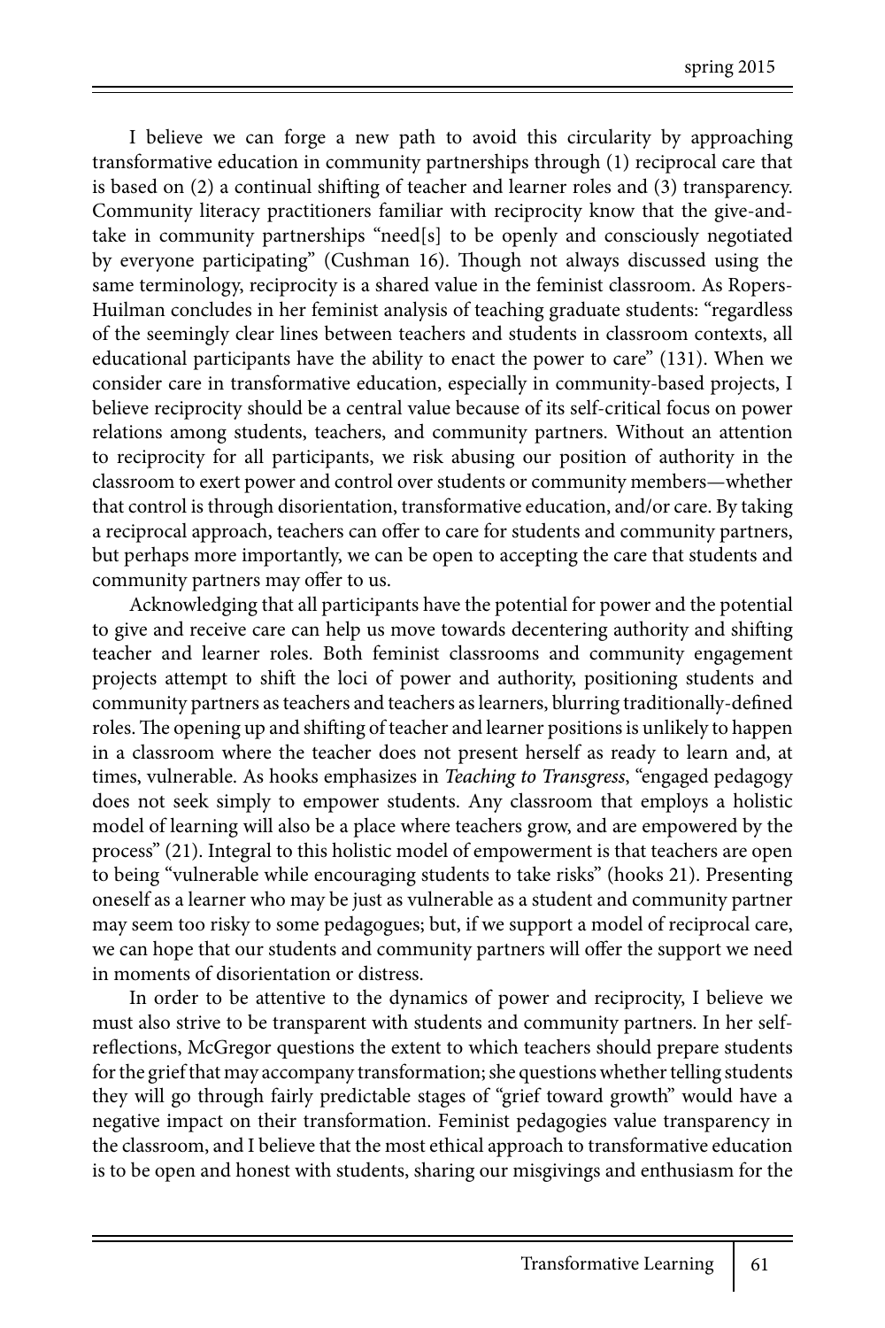I believe we can forge a new path to avoid this circularity by approaching transformative education in community partnerships through (1) reciprocal care that is based on (2) a continual shifting of teacher and learner roles and (3) transparency. Community literacy practitioners familiar with reciprocity know that the give-and-take in community partnerships "need[s] to be openly and consciously negotiated by everyone participating" (Cushman 16). Though not always discussed using the same terminology, reciprocity is a shared value in the feminist classroom. As Ropers-Huilman concludes in her feminist analysis of teaching graduate students: "regardless of the seemingly clear lines between teachers and students in classroom contexts, all educational participants have the ability to enact the power to care" (131). When we consider care in transformative education, especially in community-based projects, I believe reciprocity should be a central value because of its self-critical focus on power relations among students, teachers, and community partners. Without an attention to reciprocity for all participants, we risk abusing our position of authority in the classroom to exert power and control over students or community members—whether that control is through disorientation, transformative education, and/or care. By taking a reciprocal approach, teachers can offer to care for students and community partners, but perhaps more importantly, we can be open to accepting the care that students and community partners may offer to us.

Acknowledging that all participants have the potential for power and the potential to give and receive care can help us move towards decentering authority and shifting teacher and learner roles. Both feminist classrooms and community engagement projects attempt to shift the loci of power and authority, positioning students and community partners as teachers and teachers as learners, blurring traditionally-defined roles. The opening up and shifting of teacher and learner positions is unlikely to happen in a classroom where the teacher does not present herself as ready to learn and, at times, vulnerable. As hooks emphasizes in *Teaching to Transgress*, "engaged pedagogy does not seek simply to empower students. Any classroom that employs a holistic model of learning will also be a place where teachers grow, and are empowered by the process" (21). Integral to this holistic model of empowerment is that teachers are open to being "vulnerable while encouraging students to take risks" (hooks 21). Presenting oneself as a learner who may be just as vulnerable as a student and community partner may seem too risky to some pedagogues; but, if we support a model of reciprocal care, we can hope that our students and community partners will offer the support we need in moments of disorientation or distress.

In order to be attentive to the dynamics of power and reciprocity, I believe we must also strive to be transparent with students and community partners. In her self-reflections, McGregor questions the extent to which teachers should prepare students for the grief that may accompany transformation; she questions whether telling students they will go through fairly predictable stages of "grief toward growth" would have a negative impact on their transformation. Feminist pedagogies value transparency in the classroom, and I believe that the most ethical approach to transformative education is to be open and honest with students, sharing our misgivings and enthusiasm for the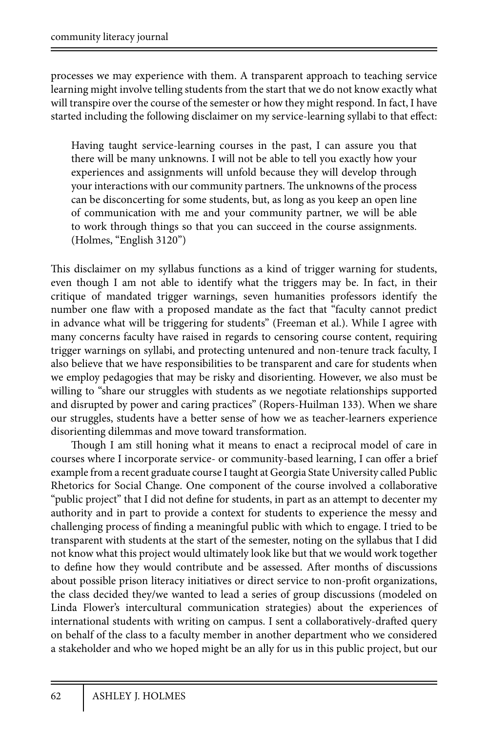processes we may experience with them. A transparent approach to teaching service learning might involve telling students from the start that we do not know exactly what will transpire over the course of the semester or how they might respond. In fact, I have started including the following disclaimer on my service-learning syllabi to that effect:

> Having taught service-learning courses in the past, I can assure you that there will be many unknowns. I will not be able to tell you exactly how your experiences and assignments will unfold because they will develop through your interactions with our community partners. The unknowns of the process can be disconcerting for some students, but, as long as you keep an open line of communication with me and your community partner, we will be able to work through things so that you can succeed in the course assignments. (Holmes, "English 3120")

This disclaimer on my syllabus functions as a kind of trigger warning for students, even though I am not able to identify what the triggers may be. In fact, in their critique of mandated trigger warnings, seven humanities professors identify the number one flaw with a proposed mandate as the fact that "faculty cannot predict in advance what will be triggering for students" (Freeman et al.). While I agree with many concerns faculty have raised in regards to censoring course content, requiring trigger warnings on syllabi, and protecting untenured and non-tenure track faculty, I also believe that we have responsibilities to be transparent and care for students when we employ pedagogies that may be risky and disorienting. However, we also must be willing to "share our struggles with students as we negotiate relationships supported and disrupted by power and caring practices" (Ropers-Huilman 133). When we share our struggles, students have a better sense of how we as teacher-learners experience disorienting dilemmas and move toward transformation.

Though I am still honing what it means to enact a reciprocal model of care in courses where I incorporate service- or community-based learning, I can offer a brief example from a recent graduate course I taught at Georgia State University called Public Rhetorics for Social Change. One component of the course involved a collaborative "public project" that I did not define for students, in part as an attempt to decenter my authority and in part to provide a context for students to experience the messy and challenging process of finding a meaningful public with which to engage. I tried to be transparent with students at the start of the semester, noting on the syllabus that I did not know what this project would ultimately look like but that we would work together to define how they would contribute and be assessed. After months of discussions about possible prison literacy initiatives or direct service to non-profit organizations, the class decided they/we wanted to lead a series of group discussions (modeled on Linda Flower's intercultural communication strategies) about the experiences of international students with writing on campus. I sent a collaboratively-drafted query on behalf of the class to a faculty member in another department who we considered a stakeholder and who we hoped might be an ally for us in this public project, but our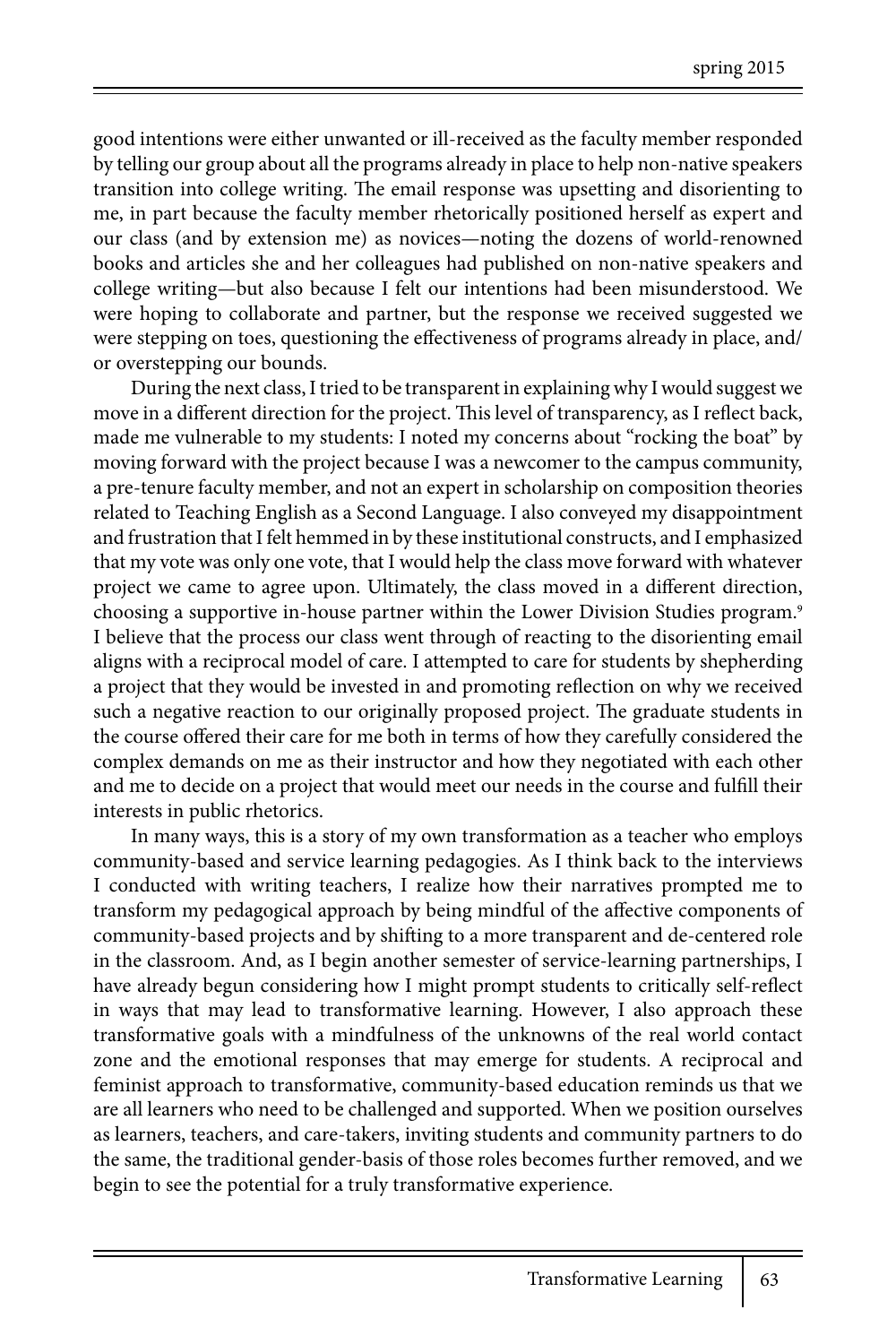good intentions were either unwanted or ill-received as the faculty member responded by telling our group about all the programs already in place to help non-native speakers transition into college writing. The email response was upsetting and disorienting to me, in part because the faculty member rhetorically positioned herself as expert and our class (and by extension me) as novices—noting the dozens of world-renowned books and articles she and her colleagues had published on non-native speakers and college writing—but also because I felt our intentions had been misunderstood. We were hoping to collaborate and partner, but the response we received suggested we were stepping on toes, questioning the effectiveness of programs already in place, and/or overstepping our bounds.

During the next class, I tried to be transparent in explaining why I would suggest we move in a different direction for the project. This level of transparency, as I reflect back, made me vulnerable to my students: I noted my concerns about "rocking the boat" by moving forward with the project because I was a newcomer to the campus community, a pre-tenure faculty member, and not an expert in scholarship on composition theories related to Teaching English as a Second Language. I also conveyed my disappointment and frustration that I felt hemmed in by these institutional constructs, and I emphasized that my vote was only one vote, that I would help the class move forward with whatever project we came to agree upon. Ultimately, the class moved in a different direction, choosing a supportive in-house partner within the Lower Division Studies program.[9] I believe that the process our class went through of reacting to the disorienting email aligns with a reciprocal model of care. I attempted to care for students by shepherding a project that they would be invested in and promoting reflection on why we received such a negative reaction to our originally proposed project. The graduate students in the course offered their care for me both in terms of how they carefully considered the complex demands on me as their instructor and how they negotiated with each other and me to decide on a project that would meet our needs in the course and fulfill their interests in public rhetorics.

In many ways, this is a story of my own transformation as a teacher who employs community-based and service learning pedagogies. As I think back to the interviews I conducted with writing teachers, I realize how their narratives prompted me to transform my pedagogical approach by being mindful of the affective components of community-based projects and by shifting to a more transparent and de-centered role in the classroom. And, as I begin another semester of service-learning partnerships, I have already begun considering how I might prompt students to critically self-reflect in ways that may lead to transformative learning. However, I also approach these transformative goals with a mindfulness of the unknowns of the real world contact zone and the emotional responses that may emerge for students. A reciprocal and feminist approach to transformative, community-based education reminds us that we are all learners who need to be challenged and supported. When we position ourselves as learners, teachers, and care-takers, inviting students and community partners to do the same, the traditional gender-basis of those roles becomes further removed, and we begin to see the potential for a truly transformative experience.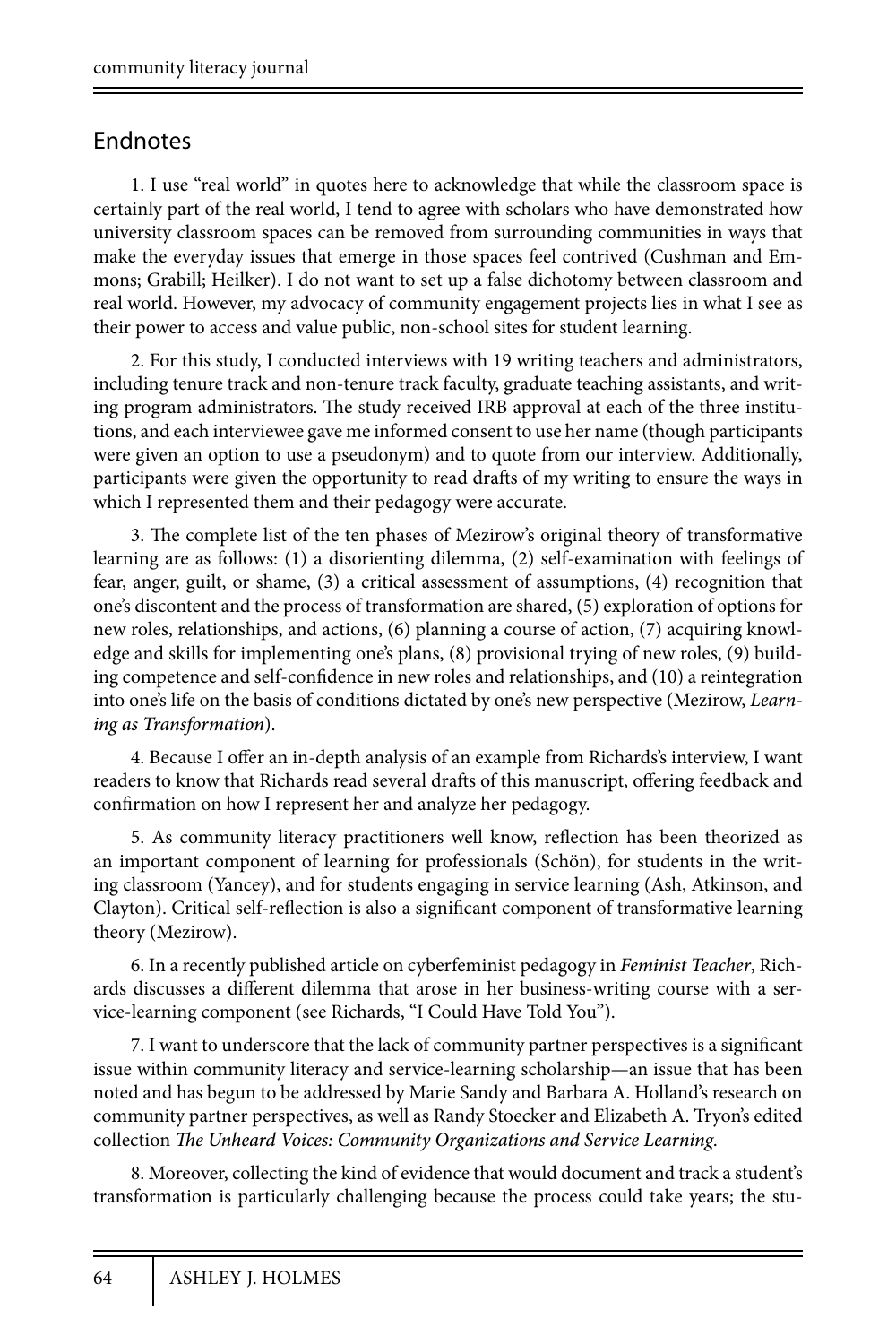## Endnotes

1. I use "real world" in quotes here to acknowledge that while the classroom space is certainly part of the real world, I tend to agree with scholars who have demonstrated how university classroom spaces can be removed from surrounding communities in ways that make the everyday issues that emerge in those spaces feel contrived (Cushman and Emmons; Grabill; Heilker). I do not want to set up a false dichotomy between classroom and real world. However, my advocacy of community engagement projects lies in what I see as their power to access and value public, non-school sites for student learning.

2. For this study, I conducted interviews with 19 writing teachers and administrators, including tenure track and non-tenure track faculty, graduate teaching assistants, and writing program administrators. The study received IRB approval at each of the three institutions, and each interviewee gave me informed consent to use her name (though participants were given an option to use a pseudonym) and to quote from our interview. Additionally, participants were given the opportunity to read drafts of my writing to ensure the ways in which I represented them and their pedagogy were accurate.

3. The complete list of the ten phases of Mezirow's original theory of transformative learning are as follows: (1) a disorienting dilemma, (2) self-examination with feelings of fear, anger, guilt, or shame, (3) a critical assessment of assumptions, (4) recognition that one's discontent and the process of transformation are shared, (5) exploration of options for new roles, relationships, and actions, (6) planning a course of action, (7) acquiring knowledge and skills for implementing one's plans, (8) provisional trying of new roles, (9) building competence and self-confidence in new roles and relationships, and (10) a reintegration into one's life on the basis of conditions dictated by one's new perspective (Mezirow, *Learning as Transformation*).

4. Because I offer an in-depth analysis of an example from Richards's interview, I want readers to know that Richards read several drafts of this manuscript, offering feedback and confirmation on how I represent her and analyze her pedagogy.

5. As community literacy practitioners well know, reflection has been theorized as an important component of learning for professionals (Schön), for students in the writing classroom (Yancey), and for students engaging in service learning (Ash, Atkinson, and Clayton). Critical self-reflection is also a significant component of transformative learning theory (Mezirow).

6. In a recently published article on cyberfeminist pedagogy in *Feminist Teacher*, Richards discusses a different dilemma that arose in her business-writing course with a service-learning component (see Richards, "I Could Have Told You").

7. I want to underscore that the lack of community partner perspectives is a significant issue within community literacy and service-learning scholarship—an issue that has been noted and has begun to be addressed by Marie Sandy and Barbara A. Holland's research on community partner perspectives, as well as Randy Stoecker and Elizabeth A. Tryon's edited collection *The Unheard Voices: Community Organizations and Service Learning*.

8. Moreover, collecting the kind of evidence that would document and track a student's transformation is particularly challenging because the process could take years; the stu-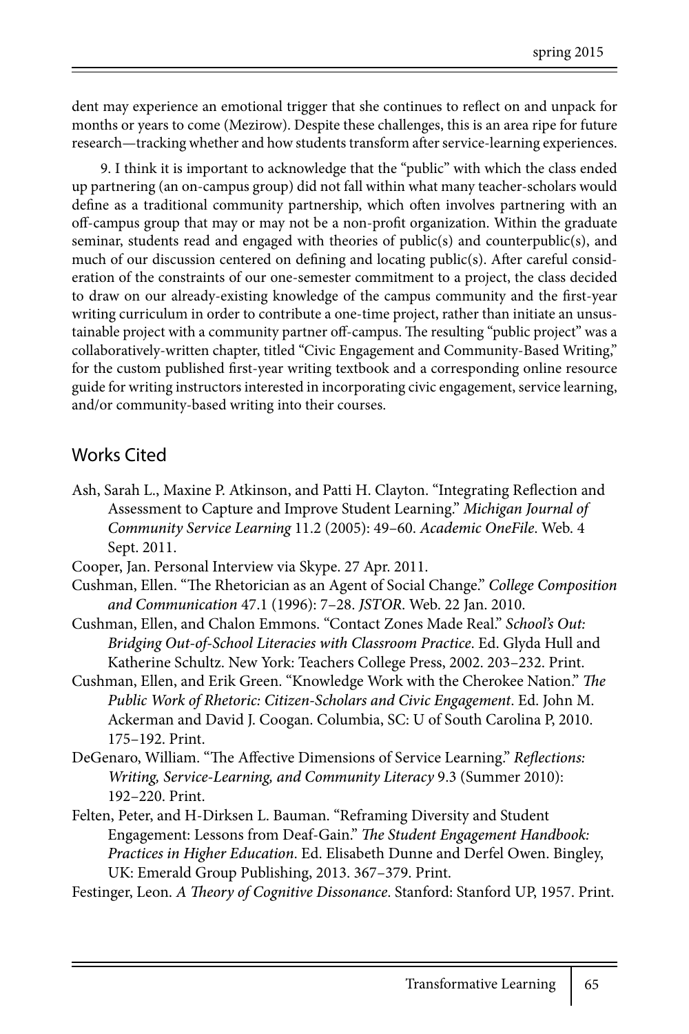dent may experience an emotional trigger that she continues to reflect on and unpack for months or years to come (Mezirow). Despite these challenges, this is an area ripe for future research—tracking whether and how students transform after service-learning experiences.

9. I think it is important to acknowledge that the "public" with which the class ended up partnering (an on-campus group) did not fall within what many teacher-scholars would define as a traditional community partnership, which often involves partnering with an off-campus group that may or may not be a non-profit organization. Within the graduate seminar, students read and engaged with theories of public(s) and counterpublic(s), and much of our discussion centered on defining and locating public(s). After careful consideration of the constraints of our one-semester commitment to a project, the class decided to draw on our already-existing knowledge of the campus community and the first-year writing curriculum in order to contribute a one-time project, rather than initiate an unsustainable project with a community partner off-campus. The resulting "public project" was a collaboratively-written chapter, titled "Civic Engagement and Community-Based Writing," for the custom published first-year writing textbook and a corresponding online resource guide for writing instructors interested in incorporating civic engagement, service learning, and/or community-based writing into their courses.

## Works Cited

Ash, Sarah L., Maxine P. Atkinson, and Patti H. Clayton. "Integrating Reflection and Assessment to Capture and Improve Student Learning." *Michigan Journal of Community Service Learning* 11.2 (2005): 49–60. *Academic OneFile*. Web. 4 Sept. 2011.

Cooper, Jan. Personal Interview via Skype. 27 Apr. 2011.

Cushman, Ellen. "The Rhetorician as an Agent of Social Change." *College Composition and Communication* 47.1 (1996): 7–28. *JSTOR*. Web. 22 Jan. 2010.

Cushman, Ellen, and Chalon Emmons. "Contact Zones Made Real." *School's Out: Bridging Out-of-School Literacies with Classroom Practice*. Ed. Glyda Hull and Katherine Schultz. New York: Teachers College Press, 2002. 203–232. Print.

Cushman, Ellen, and Erik Green. "Knowledge Work with the Cherokee Nation." *The Public Work of Rhetoric: Citizen-Scholars and Civic Engagement*. Ed. John M. Ackerman and David J. Coogan. Columbia, SC: U of South Carolina P, 2010. 175–192. Print.

DeGenaro, William. "The Affective Dimensions of Service Learning." *Reflections: Writing, Service-Learning, and Community Literacy* 9.3 (Summer 2010): 192–220. Print.

Felten, Peter, and H-Dirksen L. Bauman. "Reframing Diversity and Student Engagement: Lessons from Deaf-Gain." *The Student Engagement Handbook: Practices in Higher Education*. Ed. Elisabeth Dunne and Derfel Owen. Bingley, UK: Emerald Group Publishing, 2013. 367–379. Print.

Festinger, Leon. *A Theory of Cognitive Dissonance*. Stanford: Stanford UP, 1957. Print.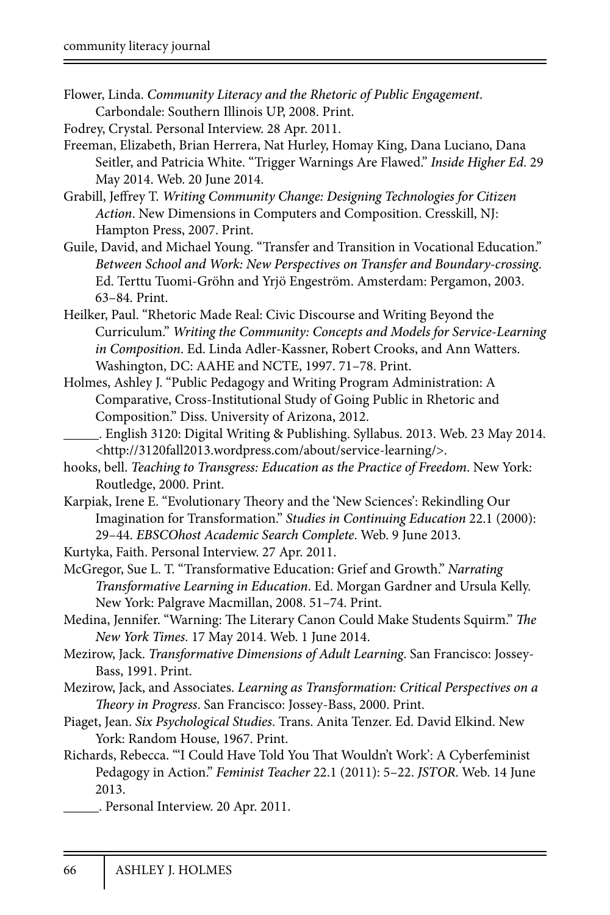Flower, Linda. *Community Literacy and the Rhetoric of Public Engagement*. Carbondale: Southern Illinois UP, 2008. Print.

Fodrey, Crystal. Personal Interview. 28 Apr. 2011.

Freeman, Elizabeth, Brian Herrera, Nat Hurley, Homay King, Dana Luciano, Dana Seitler, and Patricia White. "Trigger Warnings Are Flawed." *Inside Higher Ed*. 29 May 2014. Web. 20 June 2014.

Grabill, Jeffrey T. *Writing Community Change: Designing Technologies for Citizen Action*. New Dimensions in Computers and Composition. Cresskill, NJ: Hampton Press, 2007. Print.

Guile, David, and Michael Young. "Transfer and Transition in Vocational Education." *Between School and Work: New Perspectives on Transfer and Boundary-crossing*. Ed. Terttu Tuomi-Gröhn and Yrjö Engeström. Amsterdam: Pergamon, 2003. 63–84. Print.

Heilker, Paul. "Rhetoric Made Real: Civic Discourse and Writing Beyond the Curriculum." *Writing the Community: Concepts and Models for Service-Learning in Composition*. Ed. Linda Adler-Kassner, Robert Crooks, and Ann Watters. Washington, DC: AAHE and NCTE, 1997. 71–78. Print.

Holmes, Ashley J. "Public Pedagogy and Writing Program Administration: A Comparative, Cross-Institutional Study of Going Public in Rhetoric and Composition." Diss. University of Arizona, 2012.

_____. English 3120: Digital Writing & Publishing. Syllabus. 2013. Web. 23 May 2014. <http://3120fall2013.wordpress.com/about/service-learning/>.

hooks, bell. *Teaching to Transgress: Education as the Practice of Freedom*. New York: Routledge, 2000. Print.

Karpiak, Irene E. "Evolutionary Theory and the 'New Sciences': Rekindling Our Imagination for Transformation." *Studies in Continuing Education* 22.1 (2000): 29–44. *EBSCOhost Academic Search Complete*. Web. 9 June 2013.

Kurtyka, Faith. Personal Interview. 27 Apr. 2011.

McGregor, Sue L. T. "Transformative Education: Grief and Growth." *Narrating Transformative Learning in Education*. Ed. Morgan Gardner and Ursula Kelly. New York: Palgrave Macmillan, 2008. 51–74. Print.

Medina, Jennifer. "Warning: The Literary Canon Could Make Students Squirm." *The New York Times*. 17 May 2014. Web. 1 June 2014.

Mezirow, Jack. *Transformative Dimensions of Adult Learning*. San Francisco: Jossey-Bass, 1991. Print.

Mezirow, Jack, and Associates. *Learning as Transformation: Critical Perspectives on a Theory in Progress*. San Francisco: Jossey-Bass, 2000. Print.

Piaget, Jean. *Six Psychological Studies*. Trans. Anita Tenzer. Ed. David Elkind. New York: Random House, 1967. Print.

Richards, Rebecca. "'I Could Have Told You That Wouldn't Work': A Cyberfeminist Pedagogy in Action." *Feminist Teacher* 22.1 (2011): 5–22. *JSTOR*. Web. 14 June 2013.

_____. Personal Interview. 20 Apr. 2011.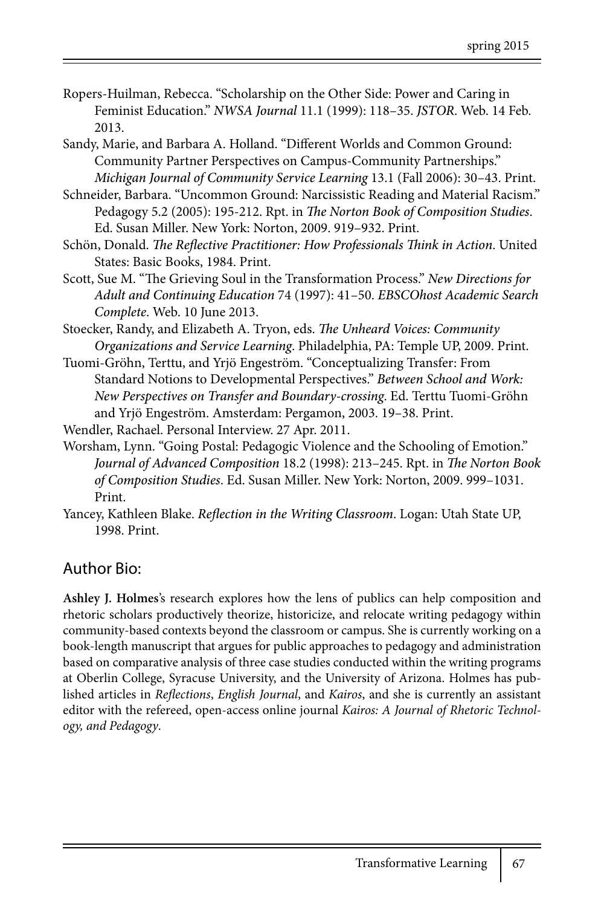Ropers-Huilman, Rebecca. "Scholarship on the Other Side: Power and Caring in Feminist Education." *NWSA Journal* 11.1 (1999): 118–35. *JSTOR*. Web. 14 Feb. 2013.

Sandy, Marie, and Barbara A. Holland. "Different Worlds and Common Ground: Community Partner Perspectives on Campus-Community Partnerships." *Michigan Journal of Community Service Learning* 13.1 (Fall 2006): 30–43. Print.

Schneider, Barbara. "Uncommon Ground: Narcissistic Reading and Material Racism." Pedagogy 5.2 (2005): 195-212. Rpt. in *The Norton Book of Composition Studies*. Ed. Susan Miller. New York: Norton, 2009. 919–932. Print.

Schön, Donald. *The Reflective Practitioner: How Professionals Think in Action*. United States: Basic Books, 1984. Print.

Scott, Sue M. "The Grieving Soul in the Transformation Process." *New Directions for Adult and Continuing Education* 74 (1997): 41–50. *EBSCOhost Academic Search Complete*. Web. 10 June 2013.

Stoecker, Randy, and Elizabeth A. Tryon, eds. *The Unheard Voices: Community Organizations and Service Learning*. Philadelphia, PA: Temple UP, 2009. Print.

Tuomi-Gröhn, Terttu, and Yrjö Engeström. "Conceptualizing Transfer: From Standard Notions to Developmental Perspectives." *Between School and Work: New Perspectives on Transfer and Boundary-crossing*. Ed. Terttu Tuomi-Gröhn and Yrjö Engeström. Amsterdam: Pergamon, 2003. 19–38. Print.

Wendler, Rachael. Personal Interview. 27 Apr. 2011.

Worsham, Lynn. "Going Postal: Pedagogic Violence and the Schooling of Emotion." *Journal of Advanced Composition* 18.2 (1998): 213–245. Rpt. in *The Norton Book of Composition Studies*. Ed. Susan Miller. New York: Norton, 2009. 999–1031. Print.

Yancey, Kathleen Blake. *Reflection in the Writing Classroom*. Logan: Utah State UP, 1998. Print.

## Author Bio:

**Ashley J. Holmes**'s research explores how the lens of publics can help composition and rhetoric scholars productively theorize, historicize, and relocate writing pedagogy within community-based contexts beyond the classroom or campus. She is currently working on a book-length manuscript that argues for public approaches to pedagogy and administration based on comparative analysis of three case studies conducted within the writing programs at Oberlin College, Syracuse University, and the University of Arizona. Holmes has published articles in *Reflections*, *English Journal*, and *Kairos*, and she is currently an assistant editor with the refereed, open-access online journal *Kairos: A Journal of Rhetoric Technology, and Pedagogy*.